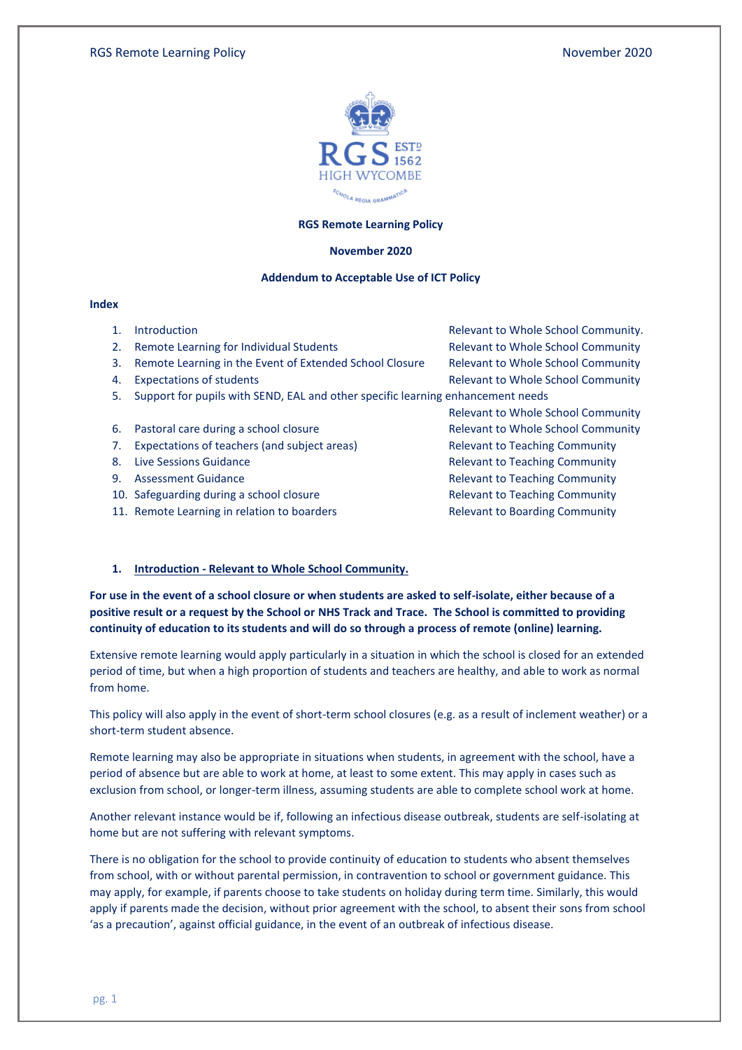**RGS Remote Learning Policy**

**November 2020**

**Addendum to Acceptable Use of ICT Policy**

**Index**

| | Section | Relevance |
|---|---|---|
| 1. | Introduction | Relevant to Whole School Community. |
| 2. | Remote Learning for Individual Students | Relevant to Whole School Community |
| 3. | Remote Learning in the Event of Extended School Closure | Relevant to Whole School Community |
| 4. | Expectations of students | Relevant to Whole School Community |
| 5. | Support for pupils with SEND, EAL and other specific learning enhancement needs | Relevant to Whole School Community |
| 6. | Pastoral care during a school closure | Relevant to Whole School Community |
| 7. | Expectations of teachers (and subject areas) | Relevant to Teaching Community |
| 8. | Live Sessions Guidance | Relevant to Teaching Community |
| 9. | Assessment Guidance | Relevant to Teaching Community |
| 10. | Safeguarding during a school closure | Relevant to Teaching Community |
| 11. | Remote Learning in relation to boarders | Relevant to Boarding Community |

## 1. Introduction - Relevant to Whole School Community.

**For use in the event of a school closure or when students are asked to self-isolate, either because of a positive result or a request by the School or NHS Track and Trace. The School is committed to providing continuity of education to its students and will do so through a process of remote (online) learning.**

Extensive remote learning would apply particularly in a situation in which the school is closed for an extended period of time, but when a high proportion of students and teachers are healthy, and able to work as normal from home.

This policy will also apply in the event of short-term school closures (e.g. as a result of inclement weather) or a short-term student absence.

Remote learning may also be appropriate in situations when students, in agreement with the school, have a period of absence but are able to work at home, at least to some extent. This may apply in cases such as exclusion from school, or longer-term illness, assuming students are able to complete school work at home.

Another relevant instance would be if, following an infectious disease outbreak, students are self-isolating at home but are not suffering with relevant symptoms.

There is no obligation for the school to provide continuity of education to students who absent themselves from school, with or without parental permission, in contravention to school or government guidance. This may apply, for example, if parents choose to take students on holiday during term time. Similarly, this would apply if parents made the decision, without prior agreement with the school, to absent their sons from school 'as a precaution', against official guidance, in the event of an outbreak of infectious disease.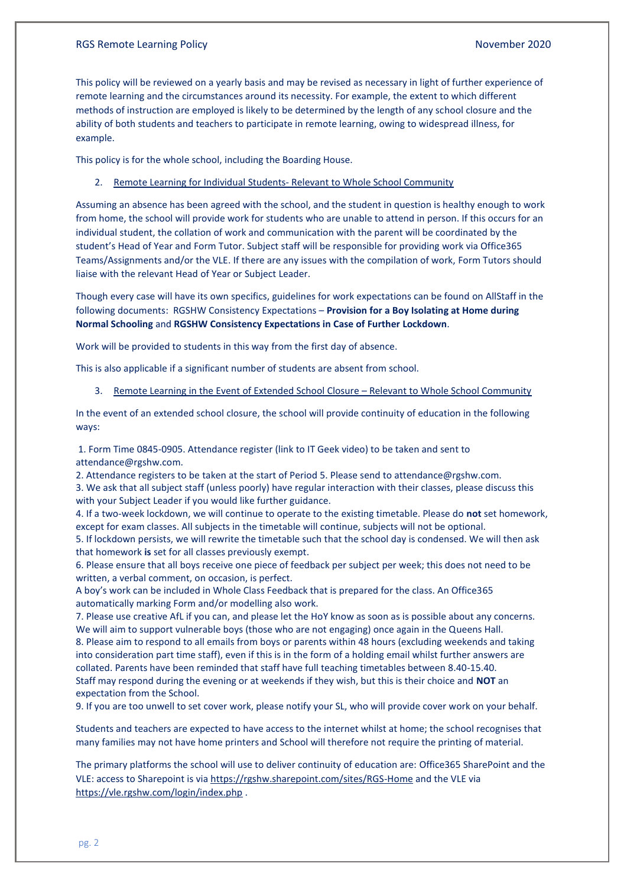This policy will be reviewed on a yearly basis and may be revised as necessary in light of further experience of remote learning and the circumstances around its necessity. For example, the extent to which different methods of instruction are employed is likely to be determined by the length of any school closure and the ability of both students and teachers to participate in remote learning, owing to widespread illness, for example.

This policy is for the whole school, including the Boarding House.

## 2. Remote Learning for Individual Students- Relevant to Whole School Community

Assuming an absence has been agreed with the school, and the student in question is healthy enough to work from home, the school will provide work for students who are unable to attend in person. If this occurs for an individual student, the collation of work and communication with the parent will be coordinated by the student's Head of Year and Form Tutor. Subject staff will be responsible for providing work via Office365 Teams/Assignments and/or the VLE. If there are any issues with the compilation of work, Form Tutors should liaise with the relevant Head of Year or Subject Leader.

Though every case will have its own specifics, guidelines for work expectations can be found on AllStaff in the following documents: RGSHW Consistency Expectations – **Provision for a Boy Isolating at Home during Normal Schooling** and **RGSHW Consistency Expectations in Case of Further Lockdown**.

Work will be provided to students in this way from the first day of absence.

This is also applicable if a significant number of students are absent from school.

## 3. Remote Learning in the Event of Extended School Closure – Relevant to Whole School Community

In the event of an extended school closure, the school will provide continuity of education in the following ways:

1. Form Time 0845-0905. Attendance register (link to IT Geek video) to be taken and sent to attendance@rgshw.com.
2. Attendance registers to be taken at the start of Period 5. Please send to attendance@rgshw.com.
3. We ask that all subject staff (unless poorly) have regular interaction with their classes, please discuss this with your Subject Leader if you would like further guidance.
4. If a two-week lockdown, we will continue to operate to the existing timetable. Please do **not** set homework, except for exam classes. All subjects in the timetable will continue, subjects will not be optional.
5. If lockdown persists, we will rewrite the timetable such that the school day is condensed. We will then ask that homework **is** set for all classes previously exempt.
6. Please ensure that all boys receive one piece of feedback per subject per week; this does not need to be written, a verbal comment, on occasion, is perfect.
   A boy's work can be included in Whole Class Feedback that is prepared for the class. An Office365 automatically marking Form and/or modelling also work.
7. Please use creative AfL if you can, and please let the HoY know as soon as is possible about any concerns. We will aim to support vulnerable boys (those who are not engaging) once again in the Queens Hall.
8. Please aim to respond to all emails from boys or parents within 48 hours (excluding weekends and taking into consideration part time staff), even if this is in the form of a holding email whilst further answers are collated. Parents have been reminded that staff have full teaching timetables between 8.40-15.40. Staff may respond during the evening or at weekends if they wish, but this is their choice and **NOT** an expectation from the School.
9. If you are too unwell to set cover work, please notify your SL, who will provide cover work on your behalf.

Students and teachers are expected to have access to the internet whilst at home; the school recognises that many families may not have home printers and School will therefore not require the printing of material.

The primary platforms the school will use to deliver continuity of education are: Office365 SharePoint and the VLE: access to Sharepoint is via https://rgshw.sharepoint.com/sites/RGS-Home and the VLE via https://vle.rgshw.com/login/index.php .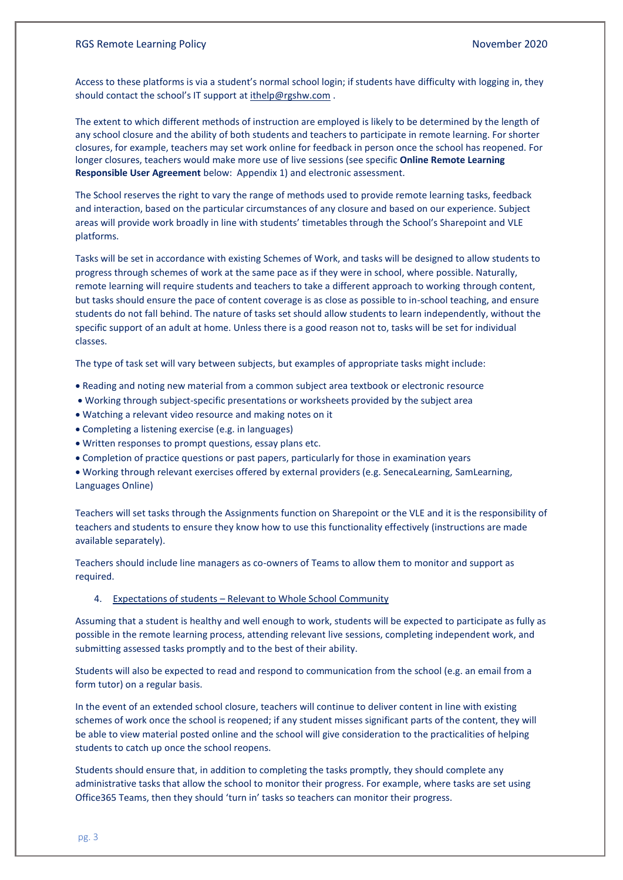Access to these platforms is via a student's normal school login; if students have difficulty with logging in, they should contact the school's IT support at ithelp@rgshw.com .

The extent to which different methods of instruction are employed is likely to be determined by the length of any school closure and the ability of both students and teachers to participate in remote learning. For shorter closures, for example, teachers may set work online for feedback in person once the school has reopened. For longer closures, teachers would make more use of live sessions (see specific **Online Remote Learning Responsible User Agreement** below: Appendix 1) and electronic assessment.

The School reserves the right to vary the range of methods used to provide remote learning tasks, feedback and interaction, based on the particular circumstances of any closure and based on our experience. Subject areas will provide work broadly in line with students' timetables through the School's Sharepoint and VLE platforms.

Tasks will be set in accordance with existing Schemes of Work, and tasks will be designed to allow students to progress through schemes of work at the same pace as if they were in school, where possible. Naturally, remote learning will require students and teachers to take a different approach to working through content, but tasks should ensure the pace of content coverage is as close as possible to in-school teaching, and ensure students do not fall behind. The nature of tasks set should allow students to learn independently, without the specific support of an adult at home. Unless there is a good reason not to, tasks will be set for individual classes.

The type of task set will vary between subjects, but examples of appropriate tasks might include:

- Reading and noting new material from a common subject area textbook or electronic resource
- Working through subject-specific presentations or worksheets provided by the subject area
- Watching a relevant video resource and making notes on it
- Completing a listening exercise (e.g. in languages)
- Written responses to prompt questions, essay plans etc.
- Completion of practice questions or past papers, particularly for those in examination years
- Working through relevant exercises offered by external providers (e.g. SenecaLearning, SamLearning, Languages Online)

Teachers will set tasks through the Assignments function on Sharepoint or the VLE and it is the responsibility of teachers and students to ensure they know how to use this functionality effectively (instructions are made available separately).

Teachers should include line managers as co-owners of Teams to allow them to monitor and support as required.

## 4. Expectations of students – Relevant to Whole School Community

Assuming that a student is healthy and well enough to work, students will be expected to participate as fully as possible in the remote learning process, attending relevant live sessions, completing independent work, and submitting assessed tasks promptly and to the best of their ability.

Students will also be expected to read and respond to communication from the school (e.g. an email from a form tutor) on a regular basis.

In the event of an extended school closure, teachers will continue to deliver content in line with existing schemes of work once the school is reopened; if any student misses significant parts of the content, they will be able to view material posted online and the school will give consideration to the practicalities of helping students to catch up once the school reopens.

Students should ensure that, in addition to completing the tasks promptly, they should complete any administrative tasks that allow the school to monitor their progress. For example, where tasks are set using Office365 Teams, then they should 'turn in' tasks so teachers can monitor their progress.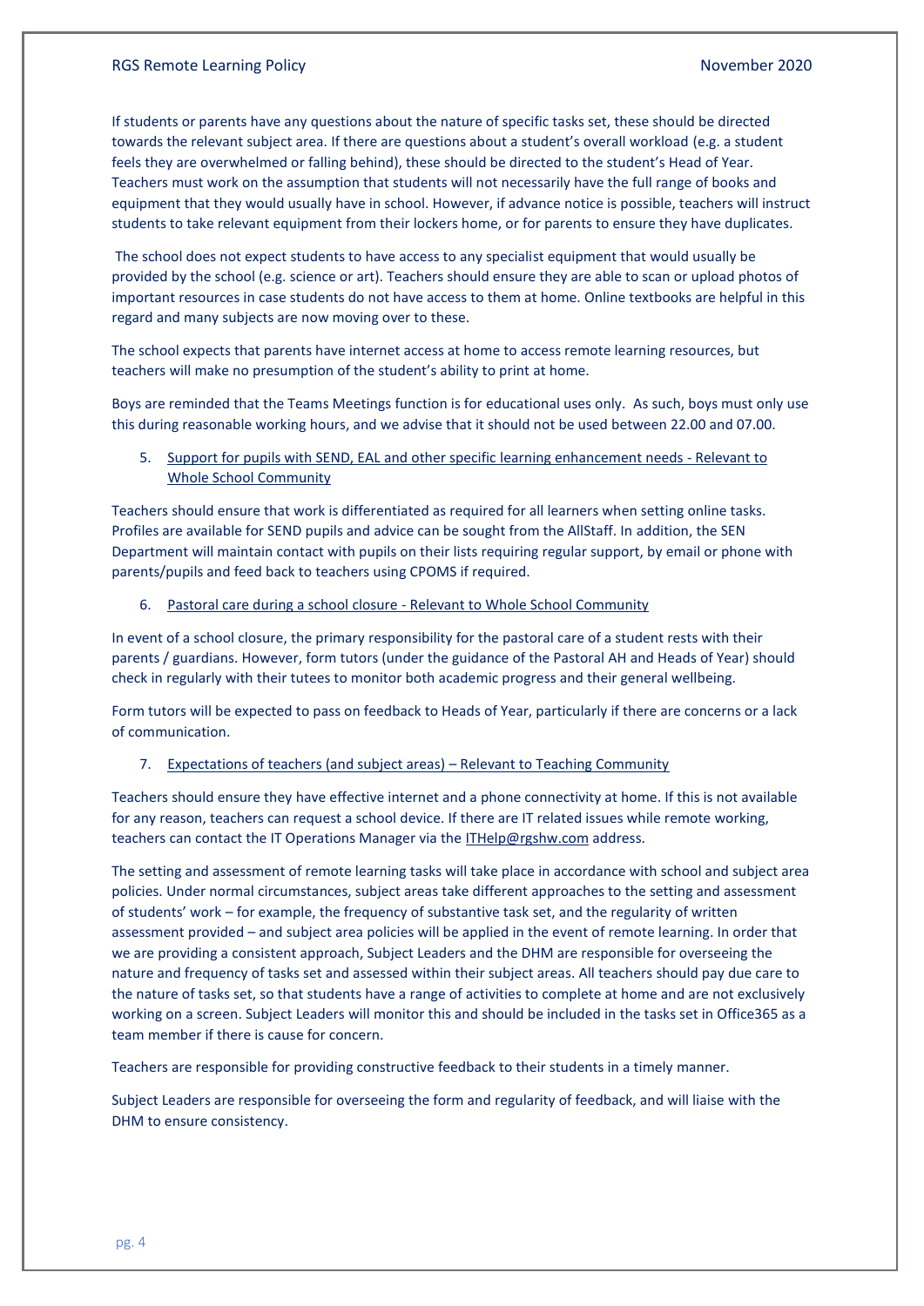If students or parents have any questions about the nature of specific tasks set, these should be directed towards the relevant subject area. If there are questions about a student's overall workload (e.g. a student feels they are overwhelmed or falling behind), these should be directed to the student's Head of Year. Teachers must work on the assumption that students will not necessarily have the full range of books and equipment that they would usually have in school. However, if advance notice is possible, teachers will instruct students to take relevant equipment from their lockers home, or for parents to ensure they have duplicates.

The school does not expect students to have access to any specialist equipment that would usually be provided by the school (e.g. science or art). Teachers should ensure they are able to scan or upload photos of important resources in case students do not have access to them at home. Online textbooks are helpful in this regard and many subjects are now moving over to these.

The school expects that parents have internet access at home to access remote learning resources, but teachers will make no presumption of the student's ability to print at home.

Boys are reminded that the Teams Meetings function is for educational uses only. As such, boys must only use this during reasonable working hours, and we advise that it should not be used between 22.00 and 07.00.

5. <u>Support for pupils with SEND, EAL and other specific learning enhancement needs - Relevant to Whole School Community</u>

Teachers should ensure that work is differentiated as required for all learners when setting online tasks. Profiles are available for SEND pupils and advice can be sought from the AllStaff. In addition, the SEN Department will maintain contact with pupils on their lists requiring regular support, by email or phone with parents/pupils and feed back to teachers using CPOMS if required.

6. <u>Pastoral care during a school closure - Relevant to Whole School Community</u>

In event of a school closure, the primary responsibility for the pastoral care of a student rests with their parents / guardians. However, form tutors (under the guidance of the Pastoral AH and Heads of Year) should check in regularly with their tutees to monitor both academic progress and their general wellbeing.

Form tutors will be expected to pass on feedback to Heads of Year, particularly if there are concerns or a lack of communication.

7. <u>Expectations of teachers (and subject areas) – Relevant to Teaching Community</u>

Teachers should ensure they have effective internet and a phone connectivity at home. If this is not available for any reason, teachers can request a school device. If there are IT related issues while remote working, teachers can contact the IT Operations Manager via the ITHelp@rgshw.com address.

The setting and assessment of remote learning tasks will take place in accordance with school and subject area policies. Under normal circumstances, subject areas take different approaches to the setting and assessment of students' work – for example, the frequency of substantive task set, and the regularity of written assessment provided – and subject area policies will be applied in the event of remote learning. In order that we are providing a consistent approach, Subject Leaders and the DHM are responsible for overseeing the nature and frequency of tasks set and assessed within their subject areas. All teachers should pay due care to the nature of tasks set, so that students have a range of activities to complete at home and are not exclusively working on a screen. Subject Leaders will monitor this and should be included in the tasks set in Office365 as a team member if there is cause for concern.

Teachers are responsible for providing constructive feedback to their students in a timely manner.

Subject Leaders are responsible for overseeing the form and regularity of feedback, and will liaise with the DHM to ensure consistency.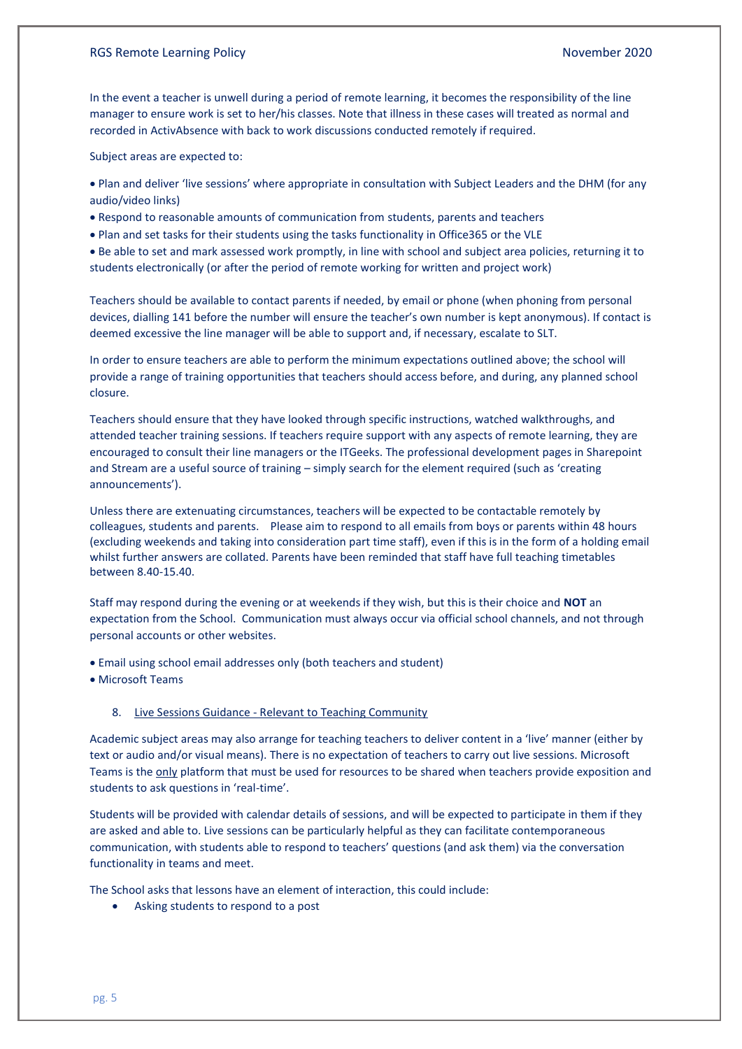In the event a teacher is unwell during a period of remote learning, it becomes the responsibility of the line manager to ensure work is set to her/his classes. Note that illness in these cases will treated as normal and recorded in ActivAbsence with back to work discussions conducted remotely if required.

Subject areas are expected to:

- Plan and deliver 'live sessions' where appropriate in consultation with Subject Leaders and the DHM (for any audio/video links)
- Respond to reasonable amounts of communication from students, parents and teachers
- Plan and set tasks for their students using the tasks functionality in Office365 or the VLE
- Be able to set and mark assessed work promptly, in line with school and subject area policies, returning it to students electronically (or after the period of remote working for written and project work)

Teachers should be available to contact parents if needed, by email or phone (when phoning from personal devices, dialling 141 before the number will ensure the teacher's own number is kept anonymous). If contact is deemed excessive the line manager will be able to support and, if necessary, escalate to SLT.

In order to ensure teachers are able to perform the minimum expectations outlined above; the school will provide a range of training opportunities that teachers should access before, and during, any planned school closure.

Teachers should ensure that they have looked through specific instructions, watched walkthroughs, and attended teacher training sessions. If teachers require support with any aspects of remote learning, they are encouraged to consult their line managers or the ITGeeks. The professional development pages in Sharepoint and Stream are a useful source of training – simply search for the element required (such as 'creating announcements').

Unless there are extenuating circumstances, teachers will be expected to be contactable remotely by colleagues, students and parents. Please aim to respond to all emails from boys or parents within 48 hours (excluding weekends and taking into consideration part time staff), even if this is in the form of a holding email whilst further answers are collated. Parents have been reminded that staff have full teaching timetables between 8.40-15.40.

Staff may respond during the evening or at weekends if they wish, but this is their choice and **NOT** an expectation from the School. Communication must always occur via official school channels, and not through personal accounts or other websites.

- Email using school email addresses only (both teachers and student)
- Microsoft Teams

## 8. Live Sessions Guidance - Relevant to Teaching Community

Academic subject areas may also arrange for teaching teachers to deliver content in a 'live' manner (either by text or audio and/or visual means). There is no expectation of teachers to carry out live sessions. Microsoft Teams is the only platform that must be used for resources to be shared when teachers provide exposition and students to ask questions in 'real-time'.

Students will be provided with calendar details of sessions, and will be expected to participate in them if they are asked and able to. Live sessions can be particularly helpful as they can facilitate contemporaneous communication, with students able to respond to teachers' questions (and ask them) via the conversation functionality in teams and meet.

The School asks that lessons have an element of interaction, this could include:

- Asking students to respond to a post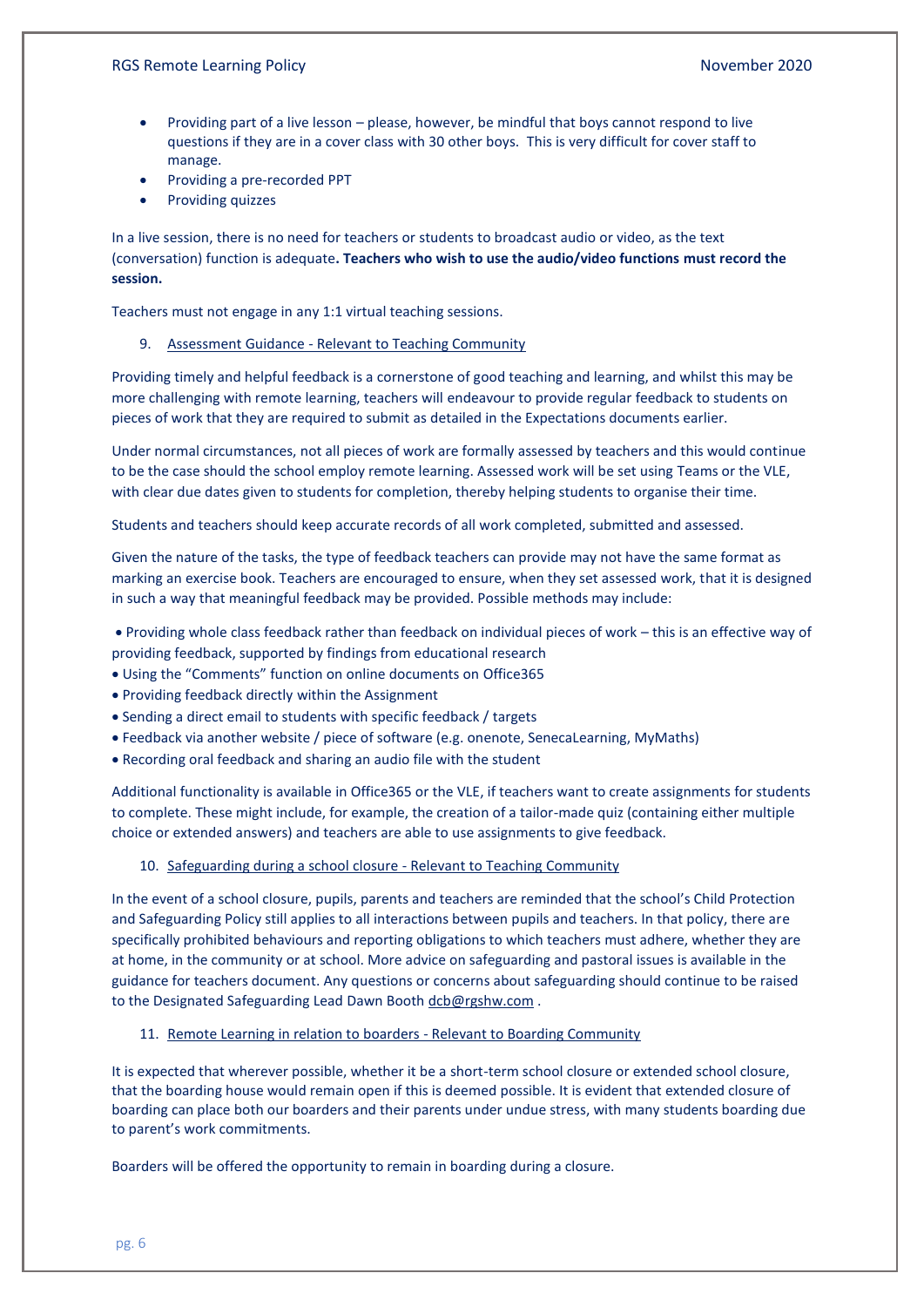- Providing part of a live lesson – please, however, be mindful that boys cannot respond to live questions if they are in a cover class with 30 other boys. This is very difficult for cover staff to manage.
- Providing a pre-recorded PPT
- Providing quizzes

In a live session, there is no need for teachers or students to broadcast audio or video, as the text (conversation) function is adequate**. Teachers who wish to use the audio/video functions must record the session.**

Teachers must not engage in any 1:1 virtual teaching sessions.

## 9. Assessment Guidance - Relevant to Teaching Community

Providing timely and helpful feedback is a cornerstone of good teaching and learning, and whilst this may be more challenging with remote learning, teachers will endeavour to provide regular feedback to students on pieces of work that they are required to submit as detailed in the Expectations documents earlier.

Under normal circumstances, not all pieces of work are formally assessed by teachers and this would continue to be the case should the school employ remote learning. Assessed work will be set using Teams or the VLE, with clear due dates given to students for completion, thereby helping students to organise their time.

Students and teachers should keep accurate records of all work completed, submitted and assessed.

Given the nature of the tasks, the type of feedback teachers can provide may not have the same format as marking an exercise book. Teachers are encouraged to ensure, when they set assessed work, that it is designed in such a way that meaningful feedback may be provided. Possible methods may include:

- Providing whole class feedback rather than feedback on individual pieces of work – this is an effective way of providing feedback, supported by findings from educational research
- Using the "Comments" function on online documents on Office365
- Providing feedback directly within the Assignment
- Sending a direct email to students with specific feedback / targets
- Feedback via another website / piece of software (e.g. onenote, SenecaLearning, MyMaths)
- Recording oral feedback and sharing an audio file with the student

Additional functionality is available in Office365 or the VLE, if teachers want to create assignments for students to complete. These might include, for example, the creation of a tailor-made quiz (containing either multiple choice or extended answers) and teachers are able to use assignments to give feedback.

## 10. Safeguarding during a school closure - Relevant to Teaching Community

In the event of a school closure, pupils, parents and teachers are reminded that the school's Child Protection and Safeguarding Policy still applies to all interactions between pupils and teachers. In that policy, there are specifically prohibited behaviours and reporting obligations to which teachers must adhere, whether they are at home, in the community or at school. More advice on safeguarding and pastoral issues is available in the guidance for teachers document. Any questions or concerns about safeguarding should continue to be raised to the Designated Safeguarding Lead Dawn Booth dcb@rgshw.com .

## 11. Remote Learning in relation to boarders - Relevant to Boarding Community

It is expected that wherever possible, whether it be a short-term school closure or extended school closure, that the boarding house would remain open if this is deemed possible. It is evident that extended closure of boarding can place both our boarders and their parents under undue stress, with many students boarding due to parent's work commitments.

Boarders will be offered the opportunity to remain in boarding during a closure.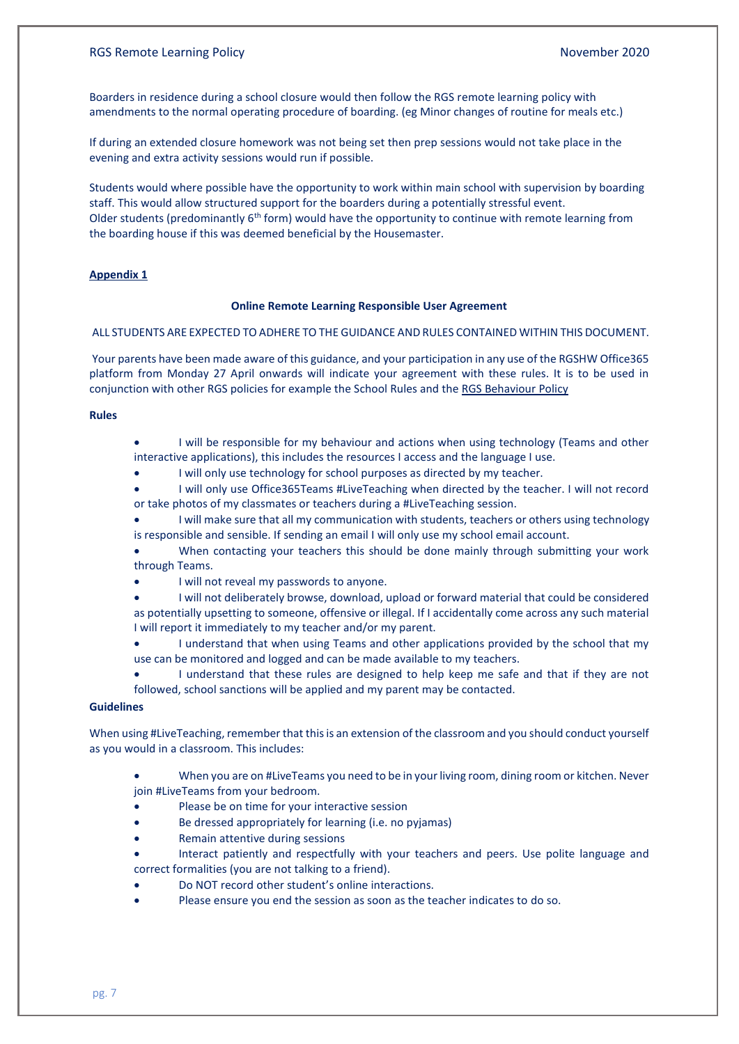Boarders in residence during a school closure would then follow the RGS remote learning policy with amendments to the normal operating procedure of boarding. (eg Minor changes of routine for meals etc.)

If during an extended closure homework was not being set then prep sessions would not take place in the evening and extra activity sessions would run if possible.

Students would where possible have the opportunity to work within main school with supervision by boarding staff. This would allow structured support for the boarders during a potentially stressful event.
Older students (predominantly 6th form) would have the opportunity to continue with remote learning from the boarding house if this was deemed beneficial by the Housemaster.

## Appendix 1

### Online Remote Learning Responsible User Agreement

ALL STUDENTS ARE EXPECTED TO ADHERE TO THE GUIDANCE AND RULES CONTAINED WITHIN THIS DOCUMENT.

Your parents have been made aware of this guidance, and your participation in any use of the RGSHW Office365 platform from Monday 27 April onwards will indicate your agreement with these rules. It is to be used in conjunction with other RGS policies for example the School Rules and the RGS Behaviour Policy

**Rules**

- I will be responsible for my behaviour and actions when using technology (Teams and other interactive applications), this includes the resources I access and the language I use.
- I will only use technology for school purposes as directed by my teacher.
- I will only use Office365Teams #LiveTeaching when directed by the teacher. I will not record or take photos of my classmates or teachers during a #LiveTeaching session.
- I will make sure that all my communication with students, teachers or others using technology is responsible and sensible. If sending an email I will only use my school email account.
- When contacting your teachers this should be done mainly through submitting your work through Teams.
- I will not reveal my passwords to anyone.
- I will not deliberately browse, download, upload or forward material that could be considered as potentially upsetting to someone, offensive or illegal. If I accidentally come across any such material I will report it immediately to my teacher and/or my parent.
- I understand that when using Teams and other applications provided by the school that my use can be monitored and logged and can be made available to my teachers.
- I understand that these rules are designed to help keep me safe and that if they are not followed, school sanctions will be applied and my parent may be contacted.

**Guidelines**

When using #LiveTeaching, remember that this is an extension of the classroom and you should conduct yourself as you would in a classroom. This includes:

- When you are on #LiveTeams you need to be in your living room, dining room or kitchen. Never join #LiveTeams from your bedroom.
- Please be on time for your interactive session
- Be dressed appropriately for learning (i.e. no pyjamas)
- Remain attentive during sessions
- Interact patiently and respectfully with your teachers and peers. Use polite language and correct formalities (you are not talking to a friend).
- Do NOT record other student's online interactions.
- Please ensure you end the session as soon as the teacher indicates to do so.